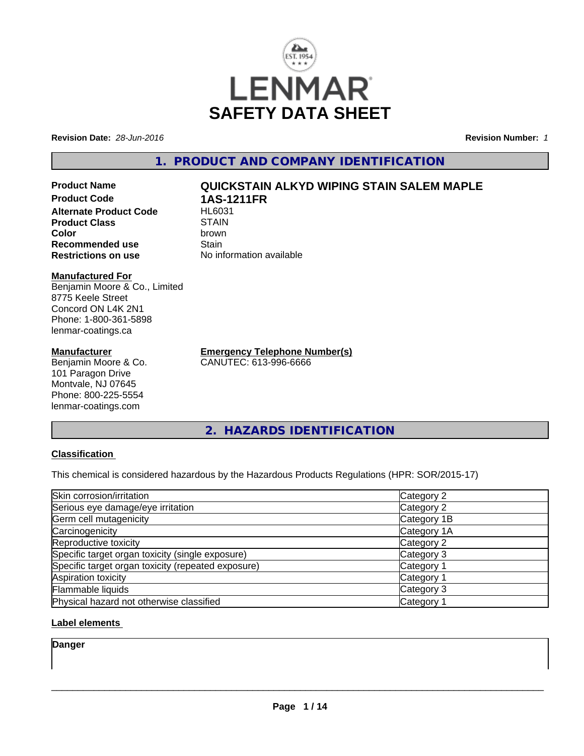# SAFETY DATA SHEET

**Revision Date:** *28-Jun-2016*

**Revision Number:** *1*

## 1. PRODUCT AND COMPANY IDENTIFICATION

**Product Name** QUICKSTAIN ALKYD WIPING STAIN SALEM MAPLE
**Product Code** 1AS-1211FR
**Alternate Product Code** HL6031
**Product Class** STAIN
**Color** brown
**Recommended use** Stain
**Restrictions on use** No information available

**Manufactured For**
Benjamin Moore & Co., Limited
8775 Keele Street
Concord ON L4K 2N1
Phone: 1-800-361-5898
lenmar-coatings.ca

**Manufacturer**
Benjamin Moore & Co.
101 Paragon Drive
Montvale, NJ 07645
Phone: 800-225-5554
lenmar-coatings.com

**Emergency Telephone Number(s)**
CANUTEC: 613-996-6666

## 2. HAZARDS IDENTIFICATION

**Classification**

This chemical is considered hazardous by the Hazardous Products Regulations (HPR: SOR/2015-17)

| | |
|---|---|
| Skin corrosion/irritation | Category 2 |
| Serious eye damage/eye irritation | Category 2 |
| Germ cell mutagenicity | Category 1B |
| Carcinogenicity | Category 1A |
| Reproductive toxicity | Category 2 |
| Specific target organ toxicity (single exposure) | Category 3 |
| Specific target organ toxicity (repeated exposure) | Category 1 |
| Aspiration toxicity | Category 1 |
| Flammable liquids | Category 3 |
| Physical hazard not otherwise classified | Category 1 |

**Label elements**

**Danger**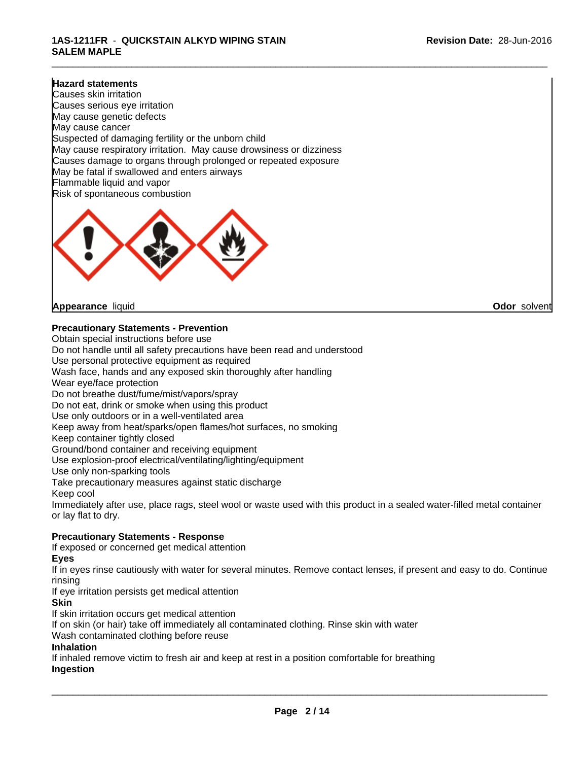**Hazard statements**

Causes skin irritation
Causes serious eye irritation
May cause genetic defects
May cause cancer
Suspected of damaging fertility or the unborn child
May cause respiratory irritation. May cause drowsiness or dizziness
Causes damage to organs through prolonged or repeated exposure
May be fatal if swallowed and enters airways
Flammable liquid and vapor
Risk of spontaneous combustion

**Appearance** liquid **Odor** solvent

**Precautionary Statements - Prevention**

Obtain special instructions before use
Do not handle until all safety precautions have been read and understood
Use personal protective equipment as required
Wash face, hands and any exposed skin thoroughly after handling
Wear eye/face protection
Do not breathe dust/fume/mist/vapors/spray
Do not eat, drink or smoke when using this product
Use only outdoors or in a well-ventilated area
Keep away from heat/sparks/open flames/hot surfaces, no smoking
Keep container tightly closed
Ground/bond container and receiving equipment
Use explosion-proof electrical/ventilating/lighting/equipment
Use only non-sparking tools
Take precautionary measures against static discharge
Keep cool
Immediately after use, place rags, steel wool or waste used with this product in a sealed water-filled metal container or lay flat to dry.

**Precautionary Statements - Response**

If exposed or concerned get medical attention

**Eyes**

If in eyes rinse cautiously with water for several minutes. Remove contact lenses, if present and easy to do. Continue rinsing
If eye irritation persists get medical attention

**Skin**

If skin irritation occurs get medical attention
If on skin (or hair) take off immediately all contaminated clothing. Rinse skin with water
Wash contaminated clothing before reuse

**Inhalation**

If inhaled remove victim to fresh air and keep at rest in a position comfortable for breathing

**Ingestion**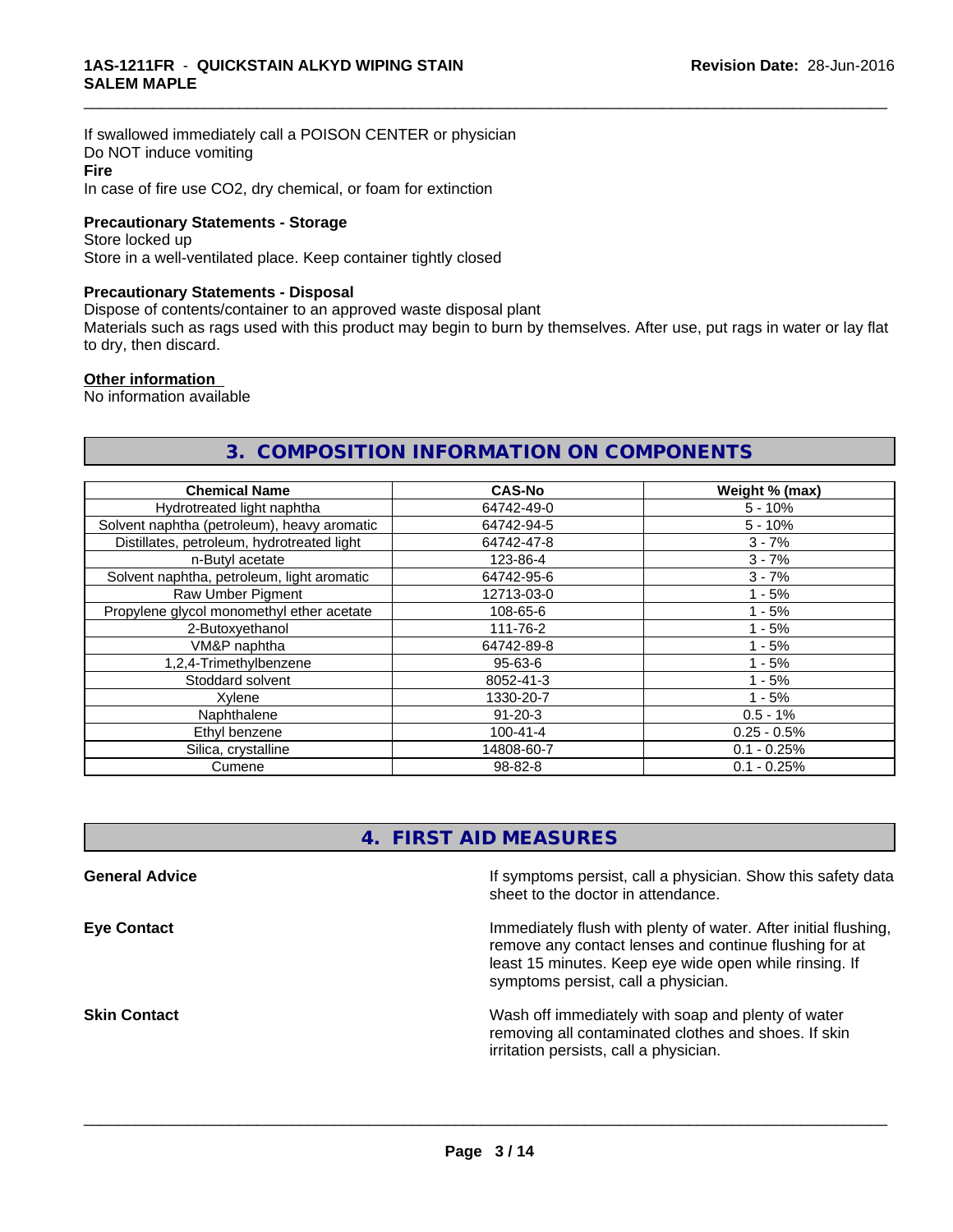If swallowed immediately call a POISON CENTER or physician
Do NOT induce vomiting

**Fire**

In case of fire use CO2, dry chemical, or foam for extinction

### Precautionary Statements - Storage

Store locked up
Store in a well-ventilated place. Keep container tightly closed

### Precautionary Statements - Disposal

Dispose of contents/container to an approved waste disposal plant
Materials such as rags used with this product may begin to burn by themselves. After use, put rags in water or lay flat to dry, then discard.

**Other information**

No information available

## 3. COMPOSITION INFORMATION ON COMPONENTS

| Chemical Name | CAS-No | Weight % (max) |
|---|---|---|
| Hydrotreated light naphtha | 64742-49-0 | 5 - 10% |
| Solvent naphtha (petroleum), heavy aromatic | 64742-94-5 | 5 - 10% |
| Distillates, petroleum, hydrotreated light | 64742-47-8 | 3 - 7% |
| n-Butyl acetate | 123-86-4 | 3 - 7% |
| Solvent naphtha, petroleum, light aromatic | 64742-95-6 | 3 - 7% |
| Raw Umber Pigment | 12713-03-0 | 1 - 5% |
| Propylene glycol monomethyl ether acetate | 108-65-6 | 1 - 5% |
| 2-Butoxyethanol | 111-76-2 | 1 - 5% |
| VM&P naphtha | 64742-89-8 | 1 - 5% |
| 1,2,4-Trimethylbenzene | 95-63-6 | 1 - 5% |
| Stoddard solvent | 8052-41-3 | 1 - 5% |
| Xylene | 1330-20-7 | 1 - 5% |
| Naphthalene | 91-20-3 | 0.5 - 1% |
| Ethyl benzene | 100-41-4 | 0.25 - 0.5% |
| Silica, crystalline | 14808-60-7 | 0.1 - 0.25% |
| Cumene | 98-82-8 | 0.1 - 0.25% |

## 4. FIRST AID MEASURES

**General Advice**

If symptoms persist, call a physician. Show this safety data sheet to the doctor in attendance.

**Eye Contact**

Immediately flush with plenty of water. After initial flushing, remove any contact lenses and continue flushing for at least 15 minutes. Keep eye wide open while rinsing. If symptoms persist, call a physician.

**Skin Contact**

Wash off immediately with soap and plenty of water removing all contaminated clothes and shoes. If skin irritation persists, call a physician.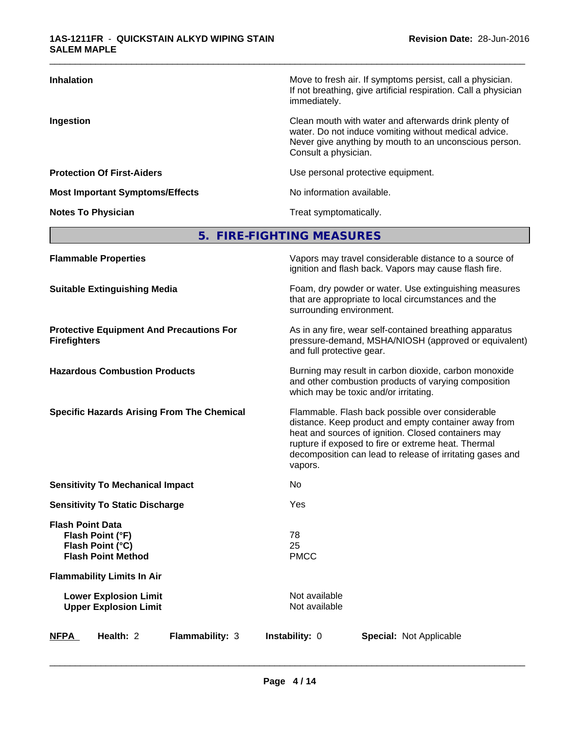| | |
|---|---|
| **Inhalation** | Move to fresh air. If symptoms persist, call a physician. If not breathing, give artificial respiration. Call a physician immediately. |
| **Ingestion** | Clean mouth with water and afterwards drink plenty of water. Do not induce vomiting without medical advice. Never give anything by mouth to an unconscious person. Consult a physician. |
| **Protection Of First-Aiders** | Use personal protective equipment. |
| **Most Important Symptoms/Effects** | No information available. |
| **Notes To Physician** | Treat symptomatically. |

## 5. FIRE-FIGHTING MEASURES

| | |
|---|---|
| **Flammable Properties** | Vapors may travel considerable distance to a source of ignition and flash back. Vapors may cause flash fire. |
| **Suitable Extinguishing Media** | Foam, dry powder or water. Use extinguishing measures that are appropriate to local circumstances and the surrounding environment. |
| **Protective Equipment And Precautions For Firefighters** | As in any fire, wear self-contained breathing apparatus pressure-demand, MSHA/NIOSH (approved or equivalent) and full protective gear. |
| **Hazardous Combustion Products** | Burning may result in carbon dioxide, carbon monoxide and other combustion products of varying composition which may be toxic and/or irritating. |
| **Specific Hazards Arising From The Chemical** | Flammable. Flash back possible over considerable distance. Keep product and empty container away from heat and sources of ignition. Closed containers may rupture if exposed to fire or extreme heat. Thermal decomposition can lead to release of irritating gases and vapors. |
| **Sensitivity To Mechanical Impact** | No |
| **Sensitivity To Static Discharge** | Yes |

**Flash Point Data**

| | |
|---|---|
| **Flash Point (°F)** | 78 |
| **Flash Point (°C)** | 25 |
| **Flash Point Method** | PMCC |

**Flammability Limits In Air**

| | |
|---|---|
| **Lower Explosion Limit** | Not available |
| **Upper Explosion Limit** | Not available |

| **NFPA** | **Health:** 2 | **Flammability:** 3 | **Instability:** 0 | **Special:** Not Applicable |
|---|---|---|---|---|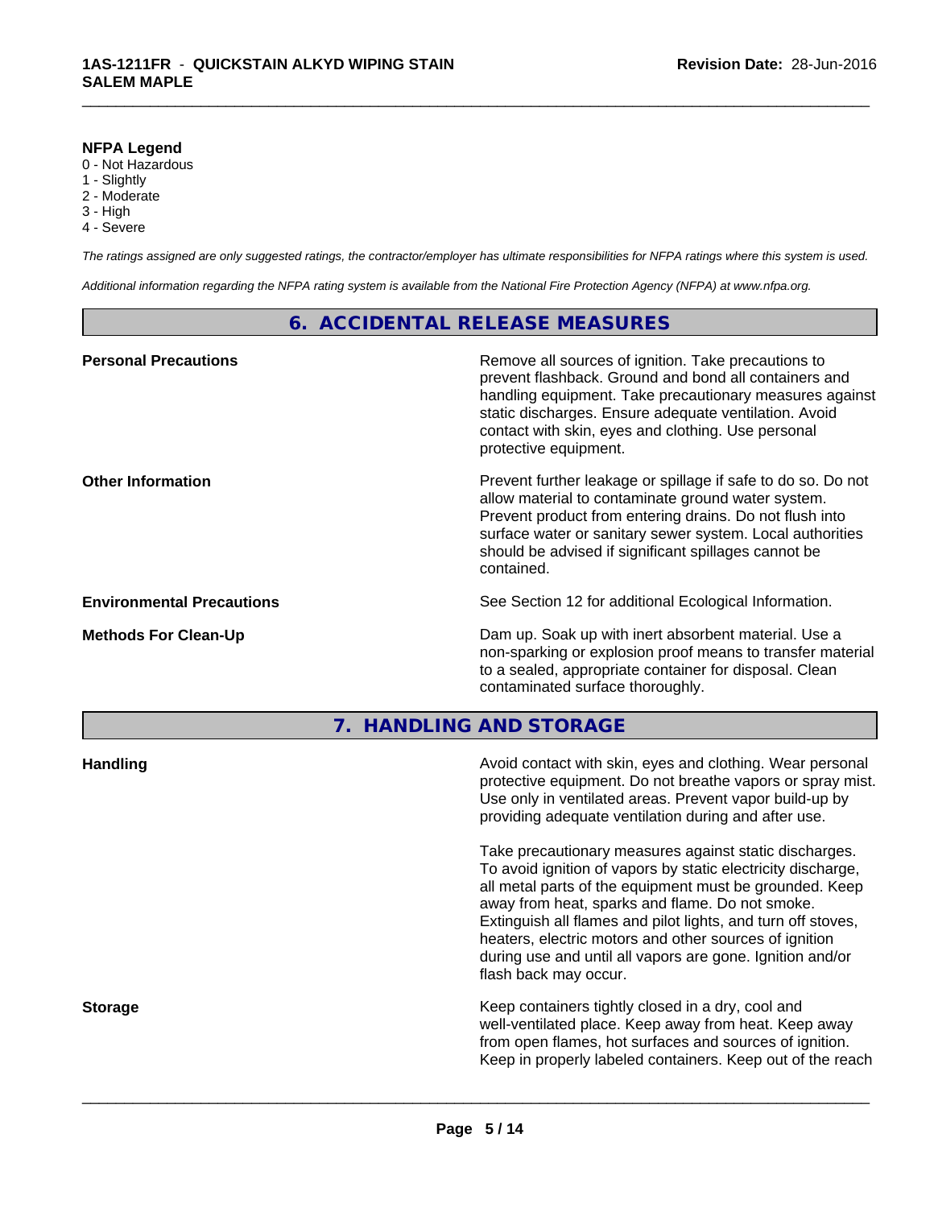**NFPA Legend**

0 - Not Hazardous
1 - Slightly
2 - Moderate
3 - High
4 - Severe

*The ratings assigned are only suggested ratings, the contractor/employer has ultimate responsibilities for NFPA ratings where this system is used.*

*Additional information regarding the NFPA rating system is available from the National Fire Protection Agency (NFPA) at www.nfpa.org.*

## 6. ACCIDENTAL RELEASE MEASURES

**Personal Precautions**

Remove all sources of ignition. Take precautions to prevent flashback. Ground and bond all containers and handling equipment. Take precautionary measures against static discharges. Ensure adequate ventilation. Avoid contact with skin, eyes and clothing. Use personal protective equipment.

**Other Information**

Prevent further leakage or spillage if safe to do so. Do not allow material to contaminate ground water system. Prevent product from entering drains. Do not flush into surface water or sanitary sewer system. Local authorities should be advised if significant spillages cannot be contained.

**Environmental Precautions**

See Section 12 for additional Ecological Information.

**Methods For Clean-Up**

Dam up. Soak up with inert absorbent material. Use a non-sparking or explosion proof means to transfer material to a sealed, appropriate container for disposal. Clean contaminated surface thoroughly.

## 7. HANDLING AND STORAGE

**Handling**

Avoid contact with skin, eyes and clothing. Wear personal protective equipment. Do not breathe vapors or spray mist. Use only in ventilated areas. Prevent vapor build-up by providing adequate ventilation during and after use.

Take precautionary measures against static discharges. To avoid ignition of vapors by static electricity discharge, all metal parts of the equipment must be grounded. Keep away from heat, sparks and flame. Do not smoke. Extinguish all flames and pilot lights, and turn off stoves, heaters, electric motors and other sources of ignition during use and until all vapors are gone. Ignition and/or flash back may occur.

**Storage**

Keep containers tightly closed in a dry, cool and well-ventilated place. Keep away from heat. Keep away from open flames, hot surfaces and sources of ignition. Keep in properly labeled containers. Keep out of the reach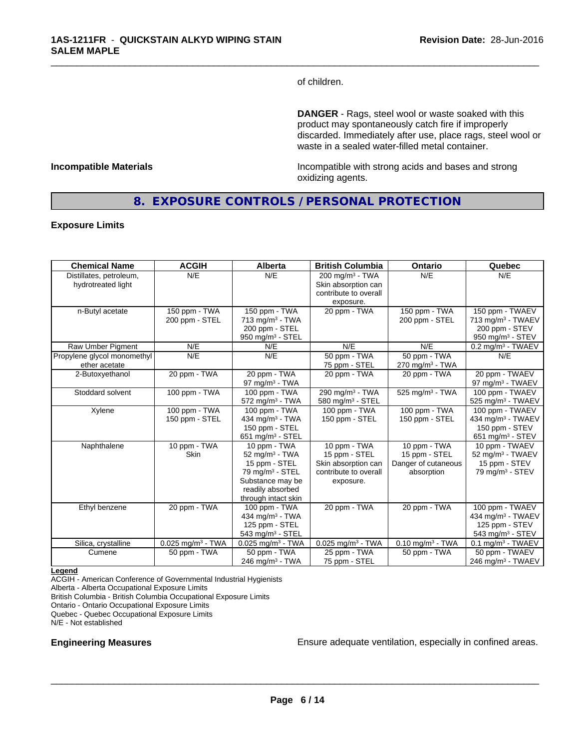of children.

**DANGER** - Rags, steel wool or waste soaked with this product may spontaneously catch fire if improperly discarded. Immediately after use, place rags, steel wool or waste in a sealed water-filled metal container.

**Incompatible Materials**

Incompatible with strong acids and bases and strong oxidizing agents.

## 8. EXPOSURE CONTROLS / PERSONAL PROTECTION

### Exposure Limits

| Chemical Name | ACGIH | Alberta | British Columbia | Ontario | Quebec |
|---|---|---|---|---|---|
| Distillates, petroleum, hydrotreated light | N/E | N/E | 200 mg/m³ - TWA<br>Skin absorption can contribute to overall exposure. | N/E | N/E |
| n-Butyl acetate | 150 ppm - TWA<br>200 ppm - STEL | 150 ppm - TWA<br>713 mg/m³ - TWA<br>200 ppm - STEL<br>950 mg/m³ - STEL | 20 ppm - TWA | 150 ppm - TWA<br>200 ppm - STEL | 150 ppm - TWAEV<br>713 mg/m³ - TWAEV<br>200 ppm - STEV<br>950 mg/m³ - STEV |
| Raw Umber Pigment | N/E | N/E | N/E | N/E | 0.2 mg/m³ - TWAEV |
| Propylene glycol monomethyl ether acetate | N/E | N/E | 50 ppm - TWA<br>75 ppm - STEL | 50 ppm - TWA<br>270 mg/m³ - TWA | N/E |
| 2-Butoxyethanol | 20 ppm - TWA | 20 ppm - TWA<br>97 mg/m³ - TWA | 20 ppm - TWA | 20 ppm - TWA | 20 ppm - TWAEV<br>97 mg/m³ - TWAEV |
| Stoddard solvent | 100 ppm - TWA | 100 ppm - TWA<br>572 mg/m³ - TWA | 290 mg/m³ - TWA<br>580 mg/m³ - STEL | 525 mg/m³ - TWA | 100 ppm - TWAEV<br>525 mg/m³ - TWAEV |
| Xylene | 100 ppm - TWA<br>150 ppm - STEL | 100 ppm - TWA<br>434 mg/m³ - TWA<br>150 ppm - STEL<br>651 mg/m³ - STEL | 100 ppm - TWA<br>150 ppm - STEL | 100 ppm - TWA<br>150 ppm - STEL | 100 ppm - TWAEV<br>434 mg/m³ - TWAEV<br>150 ppm - STEV<br>651 mg/m³ - STEV |
| Naphthalene | 10 ppm - TWA<br>Skin | 10 ppm - TWA<br>52 mg/m³ - TWA<br>15 ppm - STEL<br>79 mg/m³ - STEL<br>Substance may be readily absorbed through intact skin | 10 ppm - TWA<br>15 ppm - STEL<br>Skin absorption can contribute to overall exposure. | 10 ppm - TWA<br>15 ppm - STEL<br>Danger of cutaneous absorption | 10 ppm - TWAEV<br>52 mg/m³ - TWAEV<br>15 ppm - STEV<br>79 mg/m³ - STEV |
| Ethyl benzene | 20 ppm - TWA | 100 ppm - TWA<br>434 mg/m³ - TWA<br>125 ppm - STEL<br>543 mg/m³ - STEL | 20 ppm - TWA | 20 ppm - TWA | 100 ppm - TWAEV<br>434 mg/m³ - TWAEV<br>125 ppm - STEV<br>543 mg/m³ - STEV |
| Silica, crystalline | 0.025 mg/m³ - TWA | 0.025 mg/m³ - TWA | 0.025 mg/m³ - TWA | 0.10 mg/m³ - TWA | 0.1 mg/m³ - TWAEV |
| Cumene | 50 ppm - TWA | 50 ppm - TWA<br>246 mg/m³ - TWA | 25 ppm - TWA<br>75 ppm - STEL | 50 ppm - TWA | 50 ppm - TWAEV<br>246 mg/m³ - TWAEV |

**Legend**

ACGIH - American Conference of Governmental Industrial Hygienists
Alberta - Alberta Occupational Exposure Limits
British Columbia - British Columbia Occupational Exposure Limits
Ontario - Ontario Occupational Exposure Limits
Quebec - Quebec Occupational Exposure Limits
N/E - Not established

**Engineering Measures**

Ensure adequate ventilation, especially in confined areas.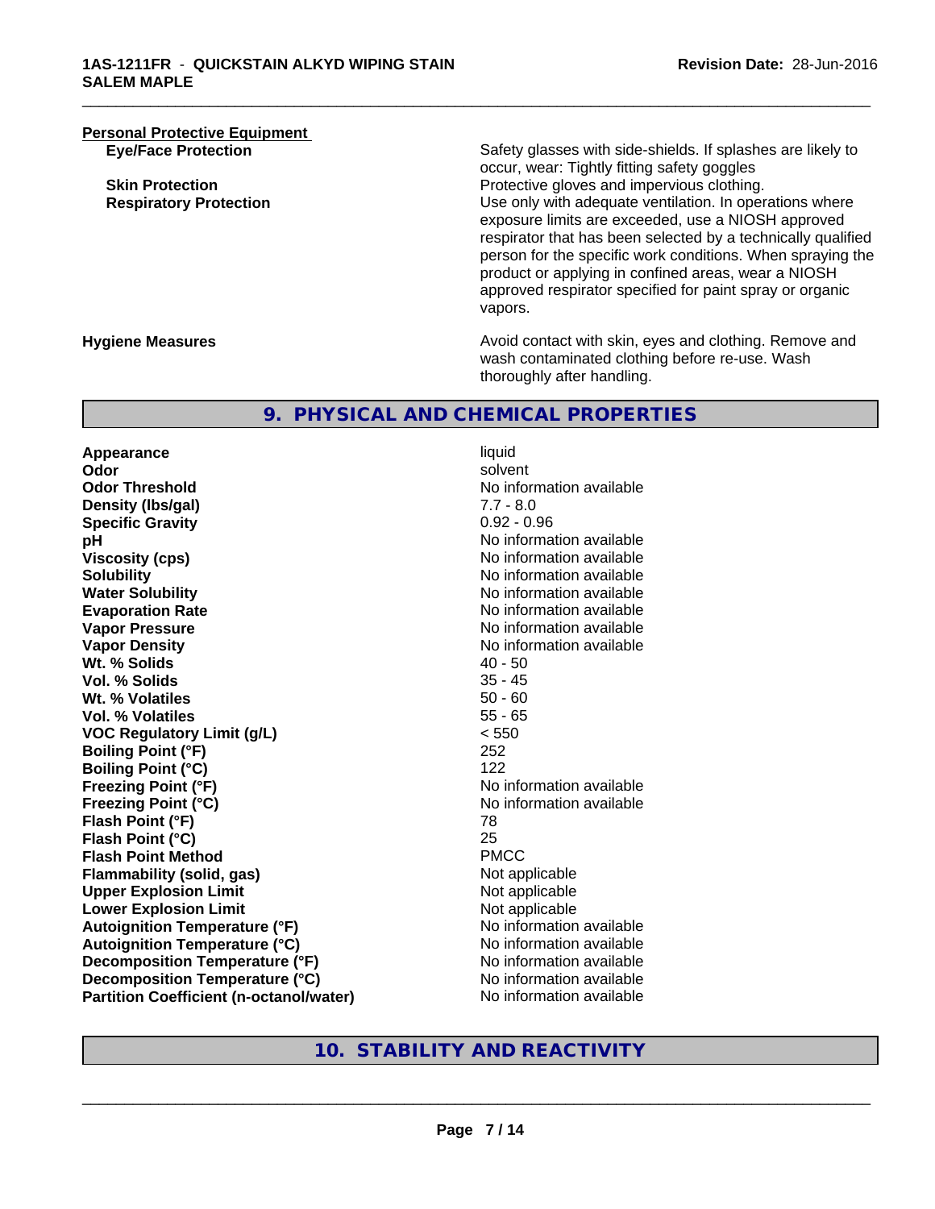**Personal Protective Equipment**

| | |
|---|---|
| **Eye/Face Protection** | Safety glasses with side-shields. If splashes are likely to occur, wear: Tightly fitting safety goggles |
| **Skin Protection** | Protective gloves and impervious clothing. |
| **Respiratory Protection** | Use only with adequate ventilation. In operations where exposure limits are exceeded, use a NIOSH approved respirator that has been selected by a technically qualified person for the specific work conditions. When spraying the product or applying in confined areas, wear a NIOSH approved respirator specified for paint spray or organic vapors. |
| **Hygiene Measures** | Avoid contact with skin, eyes and clothing. Remove and wash contaminated clothing before re-use. Wash thoroughly after handling. |

## 9. PHYSICAL AND CHEMICAL PROPERTIES

| | |
|---|---|
| **Appearance** | liquid |
| **Odor** | solvent |
| **Odor Threshold** | No information available |
| **Density (lbs/gal)** | 7.7 - 8.0 |
| **Specific Gravity** | 0.92 - 0.96 |
| **pH** | No information available |
| **Viscosity (cps)** | No information available |
| **Solubility** | No information available |
| **Water Solubility** | No information available |
| **Evaporation Rate** | No information available |
| **Vapor Pressure** | No information available |
| **Vapor Density** | No information available |
| **Wt. % Solids** | 40 - 50 |
| **Vol. % Solids** | 35 - 45 |
| **Wt. % Volatiles** | 50 - 60 |
| **Vol. % Volatiles** | 55 - 65 |
| **VOC Regulatory Limit (g/L)** | < 550 |
| **Boiling Point (°F)** | 252 |
| **Boiling Point (°C)** | 122 |
| **Freezing Point (°F)** | No information available |
| **Freezing Point (°C)** | No information available |
| **Flash Point (°F)** | 78 |
| **Flash Point (°C)** | 25 |
| **Flash Point Method** | PMCC |
| **Flammability (solid, gas)** | Not applicable |
| **Upper Explosion Limit** | Not applicable |
| **Lower Explosion Limit** | Not applicable |
| **Autoignition Temperature (°F)** | No information available |
| **Autoignition Temperature (°C)** | No information available |
| **Decomposition Temperature (°F)** | No information available |
| **Decomposition Temperature (°C)** | No information available |
| **Partition Coefficient (n-octanol/water)** | No information available |

## 10. STABILITY AND REACTIVITY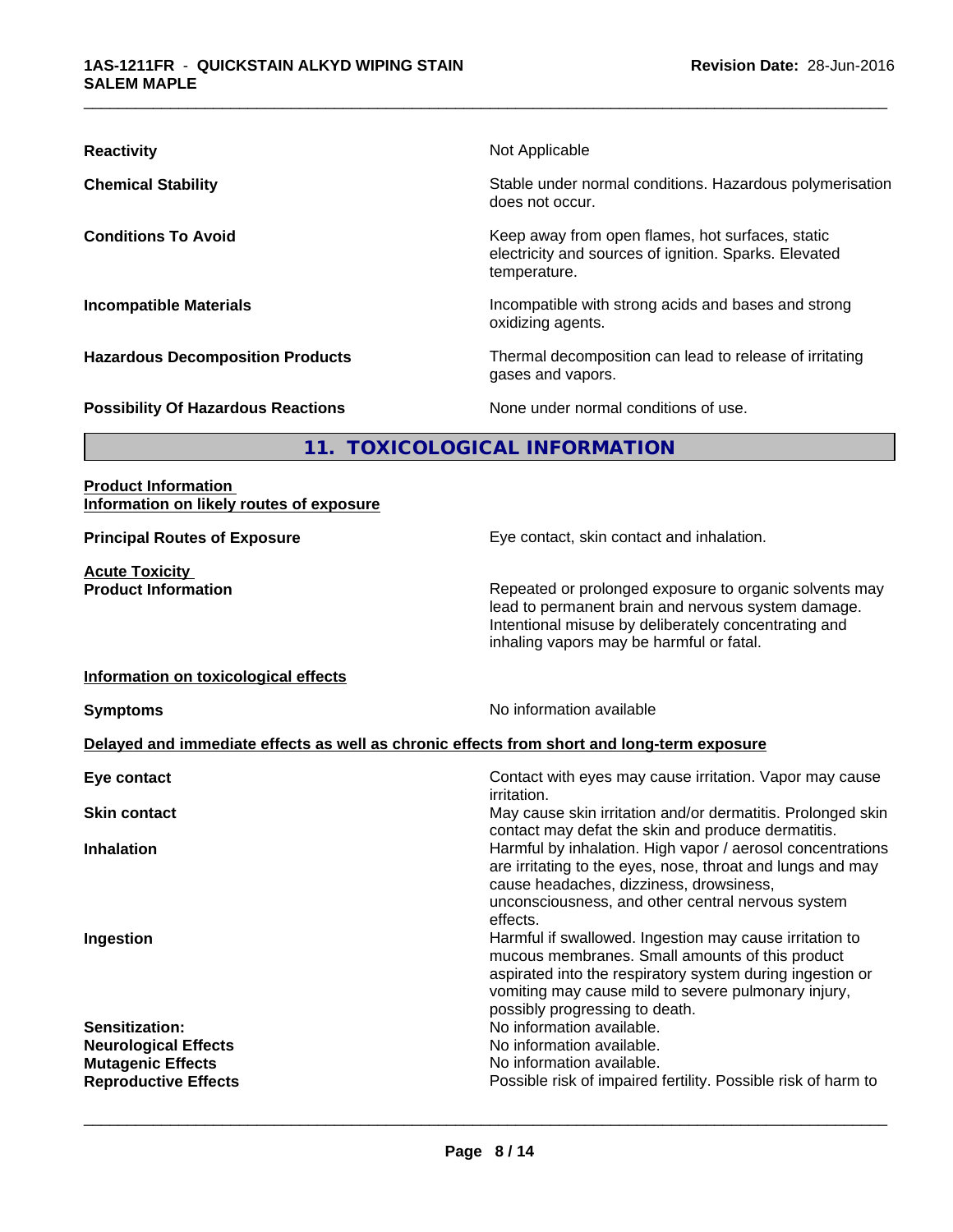| | |
|---|---|
| **Reactivity** | Not Applicable |
| **Chemical Stability** | Stable under normal conditions. Hazardous polymerisation does not occur. |
| **Conditions To Avoid** | Keep away from open flames, hot surfaces, static electricity and sources of ignition. Sparks. Elevated temperature. |
| **Incompatible Materials** | Incompatible with strong acids and bases and strong oxidizing agents. |
| **Hazardous Decomposition Products** | Thermal decomposition can lead to release of irritating gases and vapors. |
| **Possibility Of Hazardous Reactions** | None under normal conditions of use. |

## 11. TOXICOLOGICAL INFORMATION

**Product Information**
**Information on likely routes of exposure**

| | |
|---|---|
| **Principal Routes of Exposure** | Eye contact, skin contact and inhalation. |

**Acute Toxicity**

| | |
|---|---|
| **Product Information** | Repeated or prolonged exposure to organic solvents may lead to permanent brain and nervous system damage. Intentional misuse by deliberately concentrating and inhaling vapors may be harmful or fatal. |

**Information on toxicological effects**

| | |
|---|---|
| **Symptoms** | No information available |

**Delayed and immediate effects as well as chronic effects from short and long-term exposure**

| | |
|---|---|
| **Eye contact** | Contact with eyes may cause irritation. Vapor may cause irritation. |
| **Skin contact** | May cause skin irritation and/or dermatitis. Prolonged skin contact may defat the skin and produce dermatitis. |
| **Inhalation** | Harmful by inhalation. High vapor / aerosol concentrations are irritating to the eyes, nose, throat and lungs and may cause headaches, dizziness, drowsiness, unconsciousness, and other central nervous system effects. |
| **Ingestion** | Harmful if swallowed. Ingestion may cause irritation to mucous membranes. Small amounts of this product aspirated into the respiratory system during ingestion or vomiting may cause mild to severe pulmonary injury, possibly progressing to death. |
| **Sensitization:** | No information available. |
| **Neurological Effects** | No information available. |
| **Mutagenic Effects** | No information available. |
| **Reproductive Effects** | Possible risk of impaired fertility. Possible risk of harm to |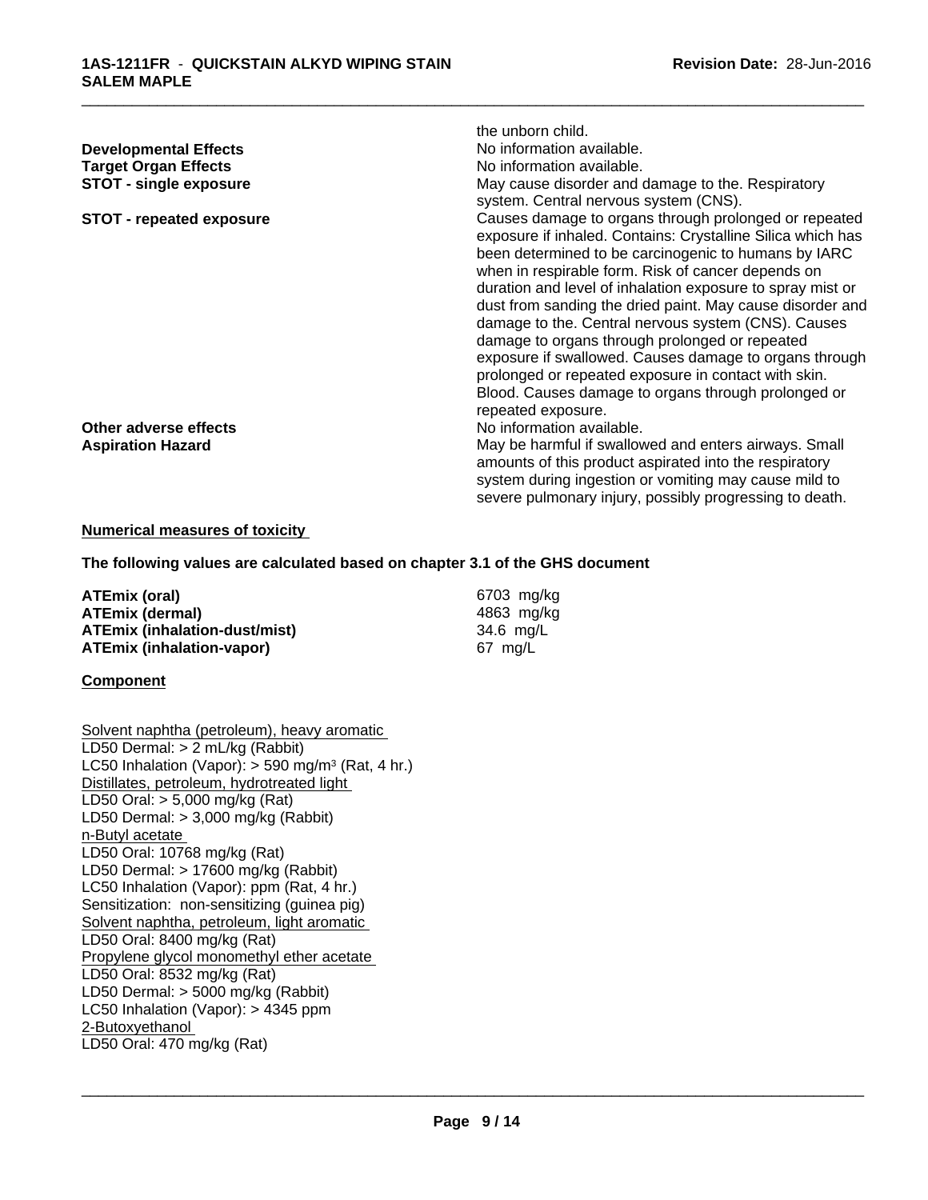| | |
|---|---|
| | the unborn child. |
| **Developmental Effects** | No information available. |
| **Target Organ Effects** | No information available. |
| **STOT - single exposure** | May cause disorder and damage to the. Respiratory system. Central nervous system (CNS). |
| **STOT - repeated exposure** | Causes damage to organs through prolonged or repeated exposure if inhaled. Contains: Crystalline Silica which has been determined to be carcinogenic to humans by IARC when in respirable form. Risk of cancer depends on duration and level of inhalation exposure to spray mist or dust from sanding the dried paint. May cause disorder and damage to the. Central nervous system (CNS). Causes damage to organs through prolonged or repeated exposure if swallowed. Causes damage to organs through prolonged or repeated exposure in contact with skin. Blood. Causes damage to organs through prolonged or repeated exposure. |
| **Other adverse effects** | No information available. |
| **Aspiration Hazard** | May be harmful if swallowed and enters airways. Small amounts of this product aspirated into the respiratory system during ingestion or vomiting may cause mild to severe pulmonary injury, possibly progressing to death. |

**Numerical measures of toxicity**

**The following values are calculated based on chapter 3.1 of the GHS document**

| | |
|---|---|
| **ATEmix (oral)** | 6703 mg/kg |
| **ATEmix (dermal)** | 4863 mg/kg |
| **ATEmix (inhalation-dust/mist)** | 34.6 mg/L |
| **ATEmix (inhalation-vapor)** | 67 mg/L |

**Component**

Solvent naphtha (petroleum), heavy aromatic
LD50 Dermal: > 2 mL/kg (Rabbit)
LC50 Inhalation (Vapor): > 590 mg/m³ (Rat, 4 hr.)
Distillates, petroleum, hydrotreated light
LD50 Oral: > 5,000 mg/kg (Rat)
LD50 Dermal: > 3,000 mg/kg (Rabbit)
n-Butyl acetate
LD50 Oral: 10768 mg/kg (Rat)
LD50 Dermal: > 17600 mg/kg (Rabbit)
LC50 Inhalation (Vapor): ppm (Rat, 4 hr.)
Sensitization: non-sensitizing (guinea pig)
Solvent naphtha, petroleum, light aromatic
LD50 Oral: 8400 mg/kg (Rat)
Propylene glycol monomethyl ether acetate
LD50 Oral: 8532 mg/kg (Rat)
LD50 Dermal: > 5000 mg/kg (Rabbit)
LC50 Inhalation (Vapor): > 4345 ppm
2-Butoxyethanol
LD50 Oral: 470 mg/kg (Rat)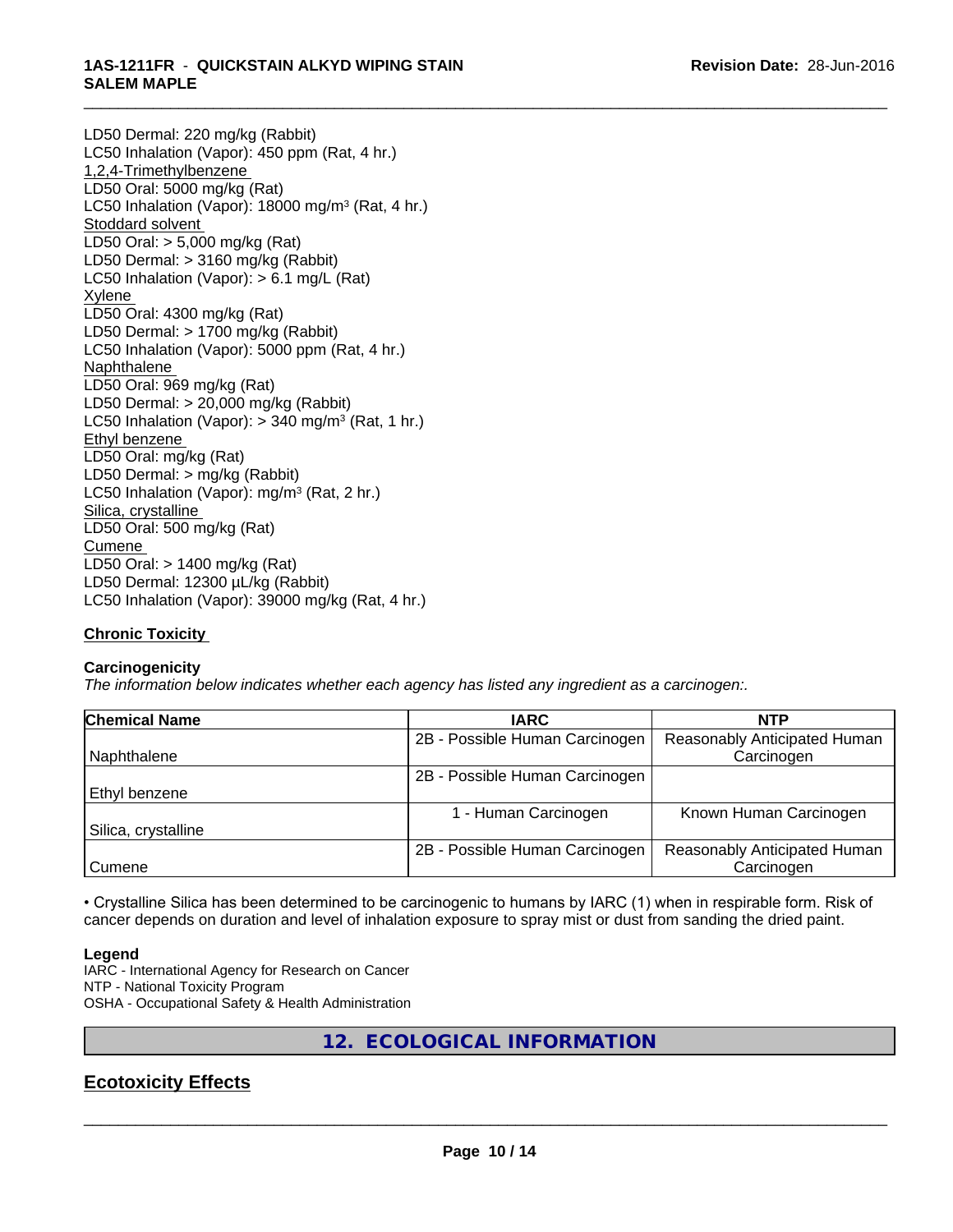LD50 Dermal: 220 mg/kg (Rabbit)
LC50 Inhalation (Vapor): 450 ppm (Rat, 4 hr.)
1,2,4-Trimethylbenzene
LD50 Oral: 5000 mg/kg (Rat)
LC50 Inhalation (Vapor): 18000 mg/m³ (Rat, 4 hr.)
Stoddard solvent
LD50 Oral: > 5,000 mg/kg (Rat)
LD50 Dermal: > 3160 mg/kg (Rabbit)
LC50 Inhalation (Vapor): > 6.1 mg/L (Rat)
Xylene
LD50 Oral: 4300 mg/kg (Rat)
LD50 Dermal: > 1700 mg/kg (Rabbit)
LC50 Inhalation (Vapor): 5000 ppm (Rat, 4 hr.)
Naphthalene
LD50 Oral: 969 mg/kg (Rat)
LD50 Dermal: > 20,000 mg/kg (Rabbit)
LC50 Inhalation (Vapor): > 340 mg/m³ (Rat, 1 hr.)
Ethyl benzene
LD50 Oral: mg/kg (Rat)
LD50 Dermal: > mg/kg (Rabbit)
LC50 Inhalation (Vapor): mg/m³ (Rat, 2 hr.)
Silica, crystalline
LD50 Oral: 500 mg/kg (Rat)
Cumene
LD50 Oral: > 1400 mg/kg (Rat)
LD50 Dermal: 12300 µL/kg (Rabbit)
LC50 Inhalation (Vapor): 39000 mg/kg (Rat, 4 hr.)

**Chronic Toxicity**

**Carcinogenicity**

*The information below indicates whether each agency has listed any ingredient as a carcinogen:.*

| Chemical Name | IARC | NTP |
|---|---|---|
| Naphthalene | 2B - Possible Human Carcinogen | Reasonably Anticipated Human Carcinogen |
| Ethyl benzene | 2B - Possible Human Carcinogen | |
| Silica, crystalline | 1 - Human Carcinogen | Known Human Carcinogen |
| Cumene | 2B - Possible Human Carcinogen | Reasonably Anticipated Human Carcinogen |

• Crystalline Silica has been determined to be carcinogenic to humans by IARC (1) when in respirable form. Risk of cancer depends on duration and level of inhalation exposure to spray mist or dust from sanding the dried paint.

**Legend**

IARC - International Agency for Research on Cancer
NTP - National Toxicity Program
OSHA - Occupational Safety & Health Administration

## 12. ECOLOGICAL INFORMATION

### Ecotoxicity Effects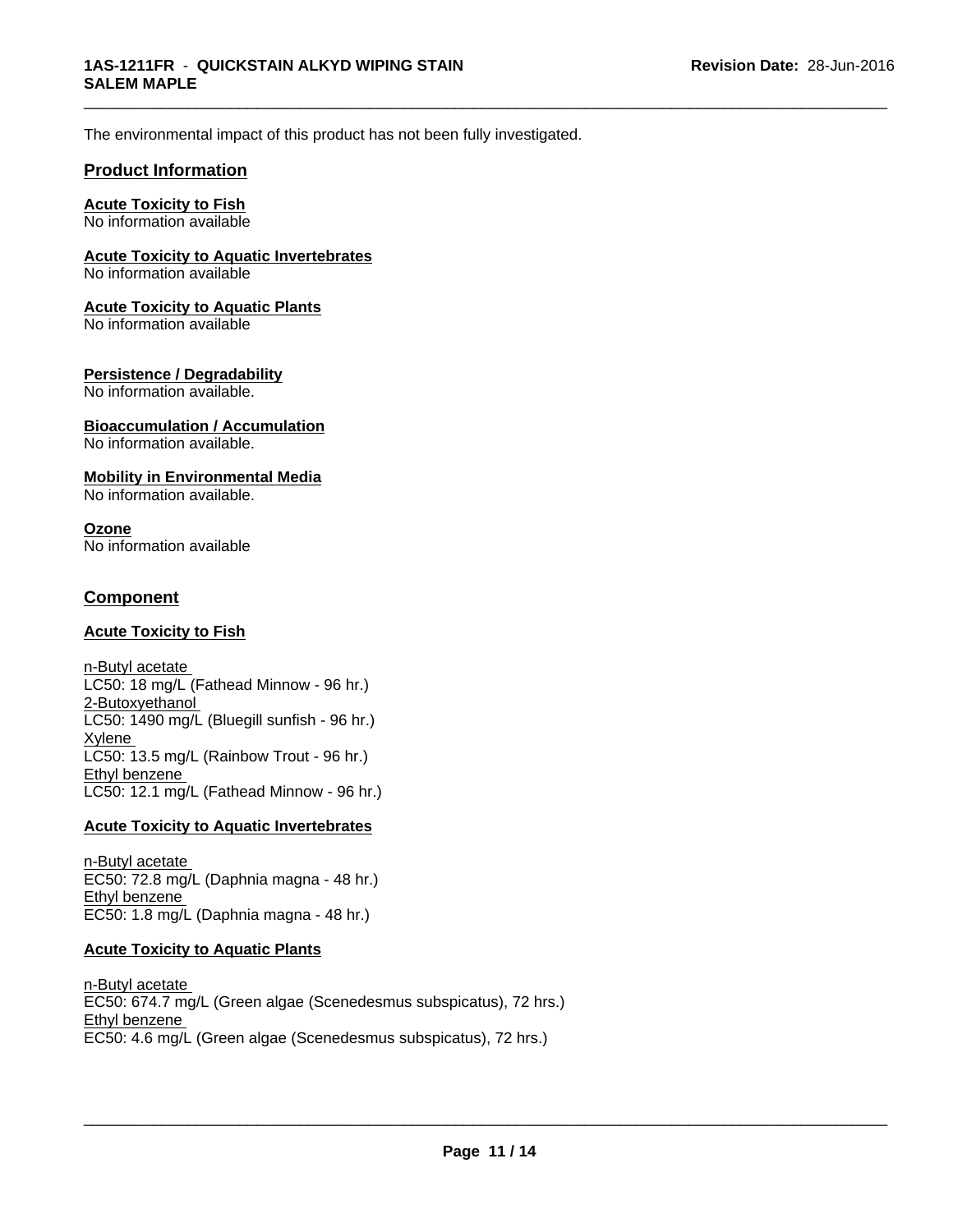The environmental impact of this product has not been fully investigated.

## Product Information

**Acute Toxicity to Fish**
No information available

**Acute Toxicity to Aquatic Invertebrates**
No information available

**Acute Toxicity to Aquatic Plants**
No information available

**Persistence / Degradability**
No information available.

**Bioaccumulation / Accumulation**
No information available.

**Mobility in Environmental Media**
No information available.

**Ozone**
No information available

## Component

**Acute Toxicity to Fish**

n-Butyl acetate
LC50: 18 mg/L (Fathead Minnow - 96 hr.)
2-Butoxyethanol
LC50: 1490 mg/L (Bluegill sunfish - 96 hr.)
Xylene
LC50: 13.5 mg/L (Rainbow Trout - 96 hr.)
Ethyl benzene
LC50: 12.1 mg/L (Fathead Minnow - 96 hr.)

**Acute Toxicity to Aquatic Invertebrates**

n-Butyl acetate
EC50: 72.8 mg/L (Daphnia magna - 48 hr.)
Ethyl benzene
EC50: 1.8 mg/L (Daphnia magna - 48 hr.)

**Acute Toxicity to Aquatic Plants**

n-Butyl acetate
EC50: 674.7 mg/L (Green algae (Scenedesmus subspicatus), 72 hrs.)
Ethyl benzene
EC50: 4.6 mg/L (Green algae (Scenedesmus subspicatus), 72 hrs.)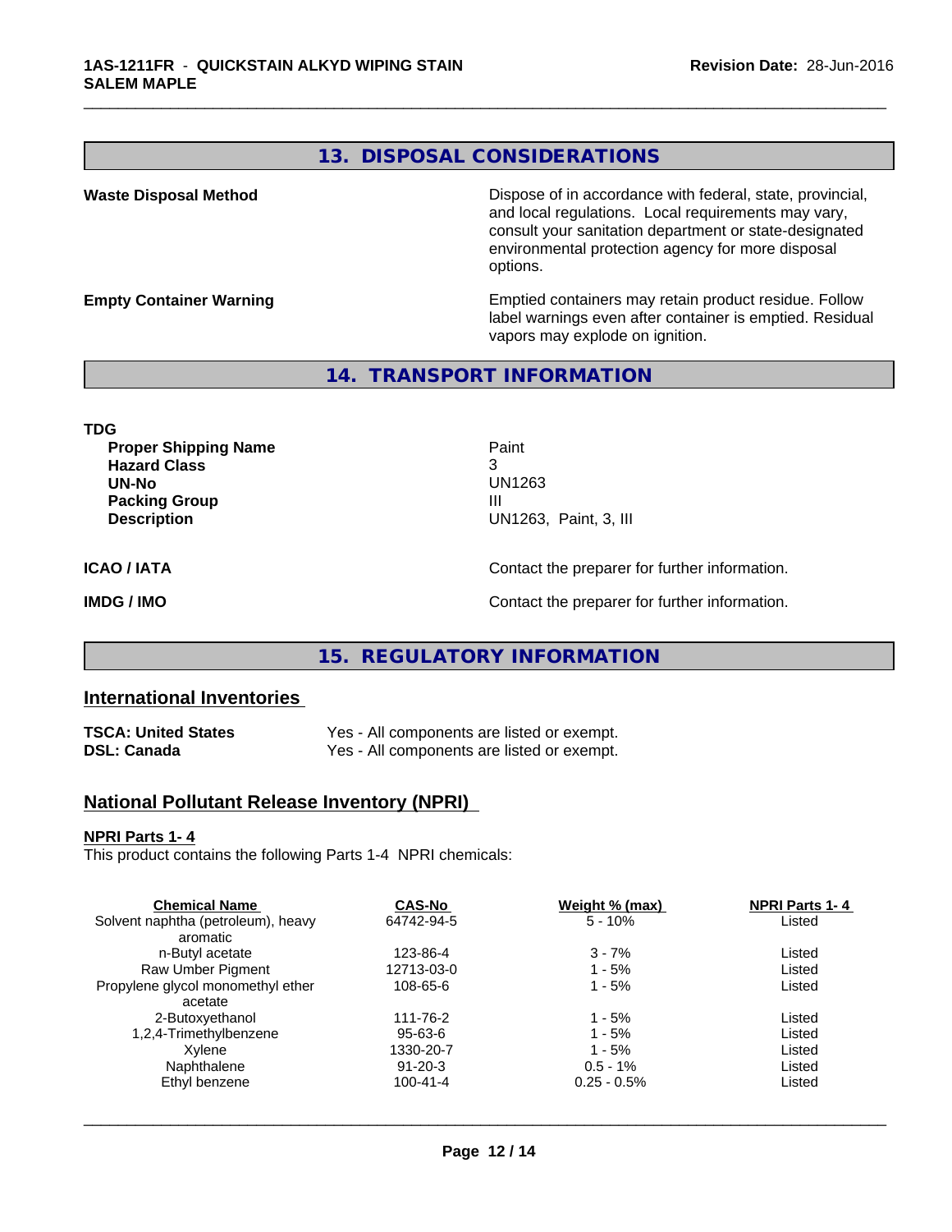## 13. DISPOSAL CONSIDERATIONS

**Waste Disposal Method**

Dispose of in accordance with federal, state, provincial, and local regulations. Local requirements may vary, consult your sanitation department or state-designated environmental protection agency for more disposal options.

**Empty Container Warning**

Emptied containers may retain product residue. Follow label warnings even after container is emptied. Residual vapors may explode on ignition.

## 14. TRANSPORT INFORMATION

**TDG**

| | |
|---|---|
| **Proper Shipping Name** | Paint |
| **Hazard Class** | 3 |
| **UN-No** | UN1263 |
| **Packing Group** | III |
| **Description** | UN1263, Paint, 3, III |

**ICAO / IATA** — Contact the preparer for further information.

**IMDG / IMO** — Contact the preparer for further information.

## 15. REGULATORY INFORMATION

### International Inventories

| | |
|---|---|
| **TSCA: United States** | Yes - All components are listed or exempt. |
| **DSL: Canada** | Yes - All components are listed or exempt. |

### National Pollutant Release Inventory (NPRI)

**NPRI Parts 1- 4**

This product contains the following Parts 1-4 NPRI chemicals:

| Chemical Name | CAS-No | Weight % (max) | NPRI Parts 1- 4 |
|---|---|---|---|
| Solvent naphtha (petroleum), heavy aromatic | 64742-94-5 | 5 - 10% | Listed |
| n-Butyl acetate | 123-86-4 | 3 - 7% | Listed |
| Raw Umber Pigment | 12713-03-0 | 1 - 5% | Listed |
| Propylene glycol monomethyl ether acetate | 108-65-6 | 1 - 5% | Listed |
| 2-Butoxyethanol | 111-76-2 | 1 - 5% | Listed |
| 1,2,4-Trimethylbenzene | 95-63-6 | 1 - 5% | Listed |
| Xylene | 1330-20-7 | 1 - 5% | Listed |
| Naphthalene | 91-20-3 | 0.5 - 1% | Listed |
| Ethyl benzene | 100-41-4 | 0.25 - 0.5% | Listed |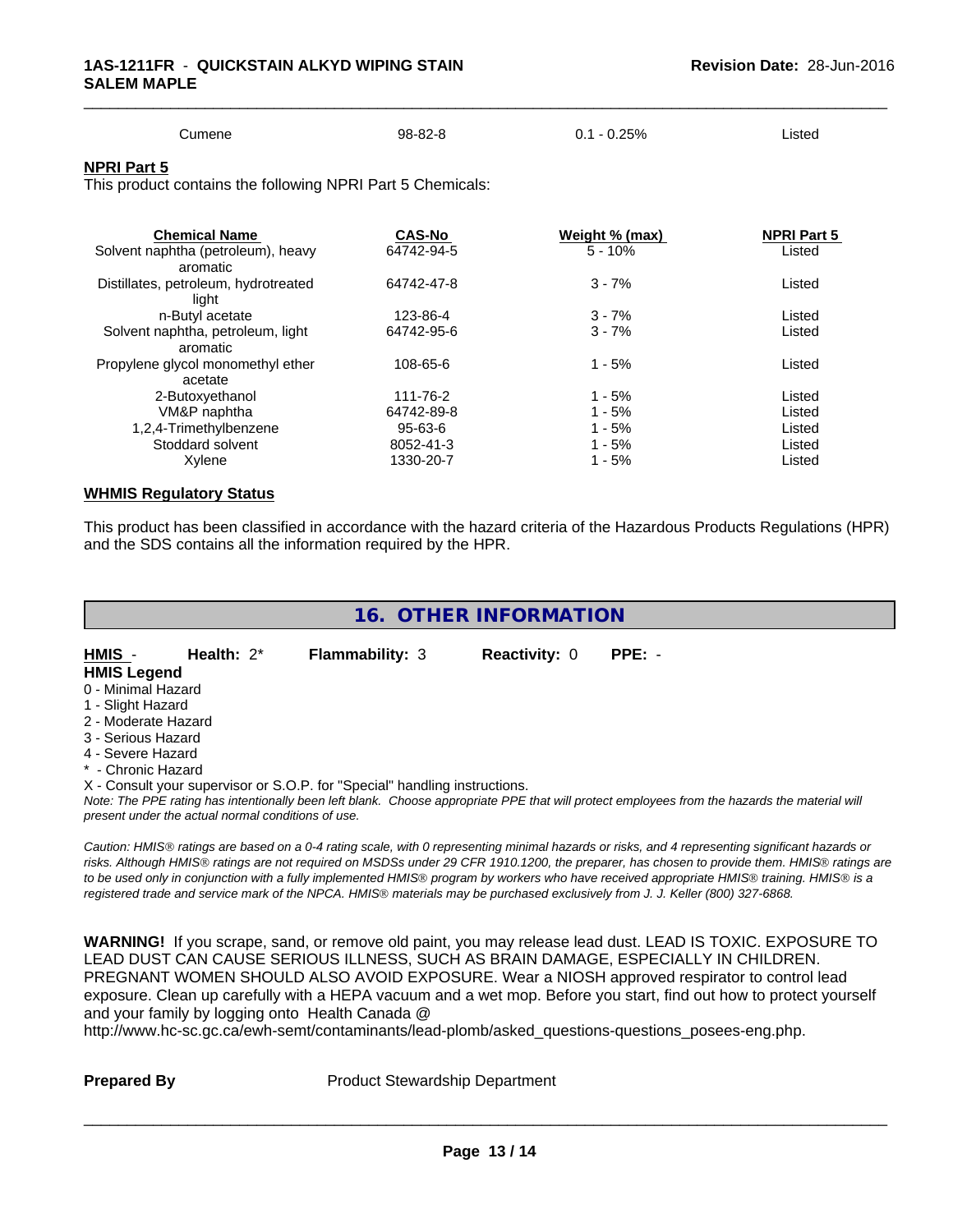| Cumene | 98-82-8 | 0.1 - 0.25% | Listed |
|---|---|---|---|

**NPRI Part 5**

This product contains the following NPRI Part 5 Chemicals:

| Chemical Name | CAS-No | Weight % (max) | NPRI Part 5 |
|---|---|---|---|
| Solvent naphtha (petroleum), heavy aromatic | 64742-94-5 | 5 - 10% | Listed |
| Distillates, petroleum, hydrotreated light | 64742-47-8 | 3 - 7% | Listed |
| n-Butyl acetate | 123-86-4 | 3 - 7% | Listed |
| Solvent naphtha, petroleum, light aromatic | 64742-95-6 | 3 - 7% | Listed |
| Propylene glycol monomethyl ether acetate | 108-65-6 | 1 - 5% | Listed |
| 2-Butoxyethanol | 111-76-2 | 1 - 5% | Listed |
| VM&P naphtha | 64742-89-8 | 1 - 5% | Listed |
| 1,2,4-Trimethylbenzene | 95-63-6 | 1 - 5% | Listed |
| Stoddard solvent | 8052-41-3 | 1 - 5% | Listed |
| Xylene | 1330-20-7 | 1 - 5% | Listed |

**WHMIS Regulatory Status**

This product has been classified in accordance with the hazard criteria of the Hazardous Products Regulations (HPR) and the SDS contains all the information required by the HPR.

## 16. OTHER INFORMATION

**HMIS** - **Health:** 2* **Flammability:** 3 **Reactivity:** 0 **PPE:** -

**HMIS Legend**

0 - Minimal Hazard
1 - Slight Hazard
2 - Moderate Hazard
3 - Serious Hazard
4 - Severe Hazard
* - Chronic Hazard
X - Consult your supervisor or S.O.P. for "Special" handling instructions.

*Note: The PPE rating has intentionally been left blank. Choose appropriate PPE that will protect employees from the hazards the material will present under the actual normal conditions of use.*

*Caution: HMIS® ratings are based on a 0-4 rating scale, with 0 representing minimal hazards or risks, and 4 representing significant hazards or risks. Although HMIS® ratings are not required on MSDSs under 29 CFR 1910.1200, the preparer, has chosen to provide them. HMIS® ratings are to be used only in conjunction with a fully implemented HMIS® program by workers who have received appropriate HMIS® training. HMIS® is a registered trade and service mark of the NPCA. HMIS® materials may be purchased exclusively from J. J. Keller (800) 327-6868.*

**WARNING!** If you scrape, sand, or remove old paint, you may release lead dust. LEAD IS TOXIC. EXPOSURE TO LEAD DUST CAN CAUSE SERIOUS ILLNESS, SUCH AS BRAIN DAMAGE, ESPECIALLY IN CHILDREN. PREGNANT WOMEN SHOULD ALSO AVOID EXPOSURE. Wear a NIOSH approved respirator to control lead exposure. Clean up carefully with a HEPA vacuum and a wet mop. Before you start, find out how to protect yourself and your family by logging onto Health Canada @ http://www.hc-sc.gc.ca/ewh-semt/contaminants/lead-plomb/asked_questions-questions_posees-eng.php.

**Prepared By** Product Stewardship Department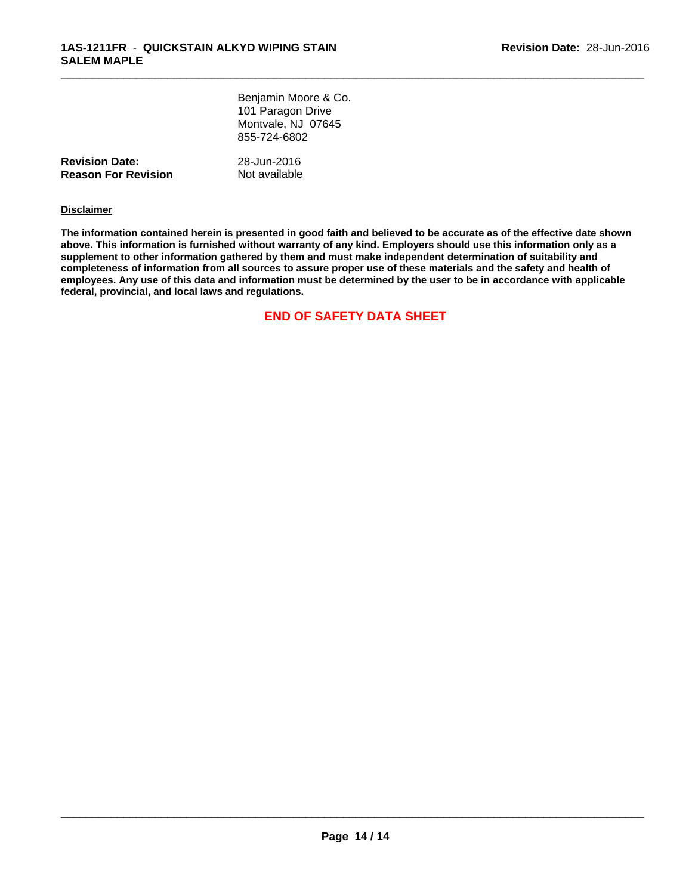Benjamin Moore & Co.
101 Paragon Drive
Montvale, NJ  07645
855-724-6802

| | |
|---|---|
| **Revision Date:** | 28-Jun-2016 |
| **Reason For Revision** | Not available |

**Disclaimer**

**The information contained herein is presented in good faith and believed to be accurate as of the effective date shown above. This information is furnished without warranty of any kind. Employers should use this information only as a supplement to other information gathered by them and must make independent determination of suitability and completeness of information from all sources to assure proper use of these materials and the safety and health of employees. Any use of this data and information must be determined by the user to be in accordance with applicable federal, provincial, and local laws and regulations.**

**END OF SAFETY DATA SHEET**